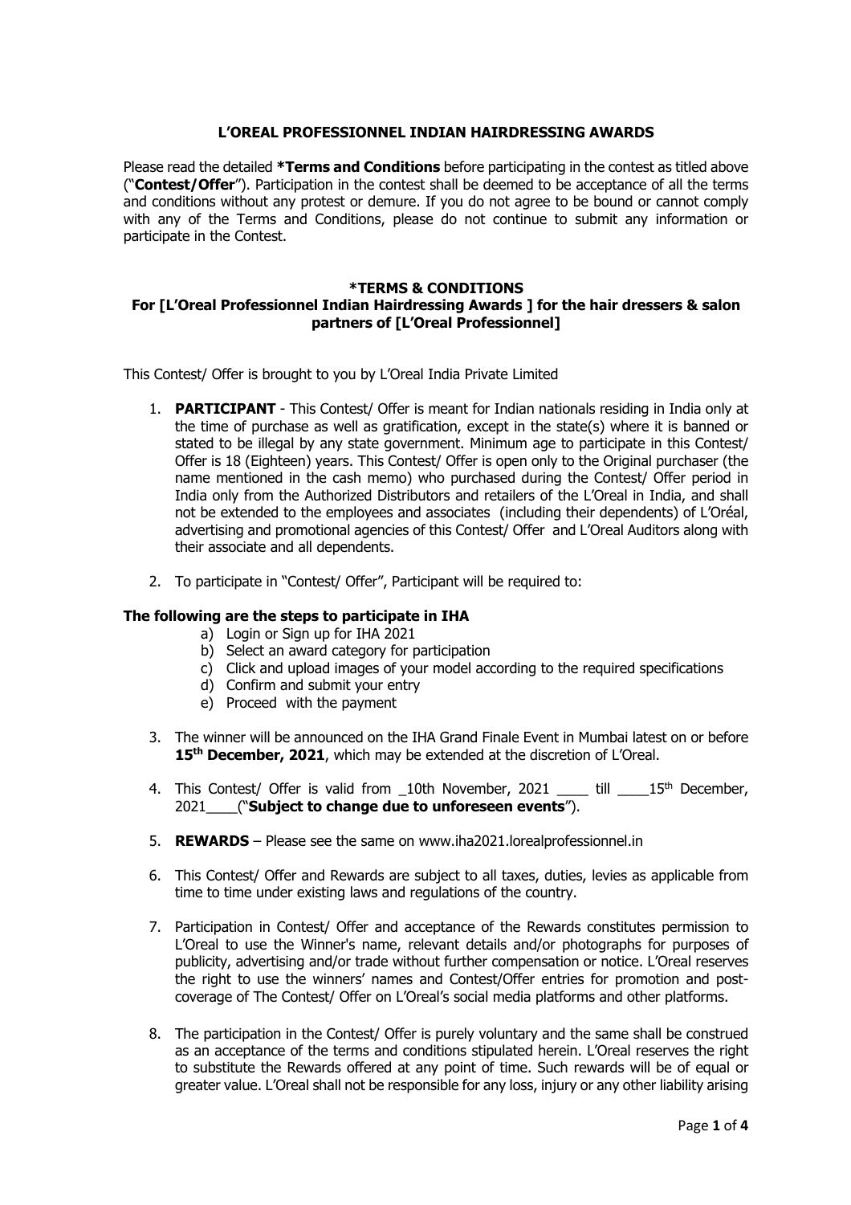# L'OREAL PROFESSIONNEL INDIAN HAIRDRESSING AWARDS

Please read the detailed ***Terms and Conditions** before participating in the contest as titled above ("**Contest/Offer**"). Participation in the contest shall be deemed to be acceptance of all the terms and conditions without any protest or demure. If you do not agree to be bound or cannot comply with any of the Terms and Conditions, please do not continue to submit any information or participate in the Contest.

## *TERMS & CONDITIONS

## For [L'Oreal Professionnel Indian Hairdressing Awards ] for the hair dressers & salon partners of [L'Oreal Professionnel]

This Contest/ Offer is brought to you by L'Oreal India Private Limited

1. **PARTICIPANT** - This Contest/ Offer is meant for Indian nationals residing in India only at the time of purchase as well as gratification, except in the state(s) where it is banned or stated to be illegal by any state government. Minimum age to participate in this Contest/ Offer is 18 (Eighteen) years. This Contest/ Offer is open only to the Original purchaser (the name mentioned in the cash memo) who purchased during the Contest/ Offer period in India only from the Authorized Distributors and retailers of the L'Oreal in India, and shall not be extended to the employees and associates (including their dependents) of L'Oréal, advertising and promotional agencies of this Contest/ Offer and L'Oreal Auditors along with their associate and all dependents.

2. To participate in "Contest/ Offer", Participant will be required to:

**The following are the steps to participate in IHA**

   a) Login or Sign up for IHA 2021
   b) Select an award category for participation
   c) Click and upload images of your model according to the required specifications
   d) Confirm and submit your entry
   e) Proceed with the payment

3. The winner will be announced on the IHA Grand Finale Event in Mumbai latest on or before **15th December, 2021**, which may be extended at the discretion of L'Oreal.

4. This Contest/ Offer is valid from _10th November, 2021 ____ till ____15th December, 2021____("**Subject to change due to unforeseen events**").

5. **REWARDS** – Please see the same on www.iha2021.lorealprofessionnel.in

6. This Contest/ Offer and Rewards are subject to all taxes, duties, levies as applicable from time to time under existing laws and regulations of the country.

7. Participation in Contest/ Offer and acceptance of the Rewards constitutes permission to L'Oreal to use the Winner's name, relevant details and/or photographs for purposes of publicity, advertising and/or trade without further compensation or notice. L'Oreal reserves the right to use the winners' names and Contest/Offer entries for promotion and post-coverage of The Contest/ Offer on L'Oreal's social media platforms and other platforms.

8. The participation in the Contest/ Offer is purely voluntary and the same shall be construed as an acceptance of the terms and conditions stipulated herein. L'Oreal reserves the right to substitute the Rewards offered at any point of time. Such rewards will be of equal or greater value. L'Oreal shall not be responsible for any loss, injury or any other liability arising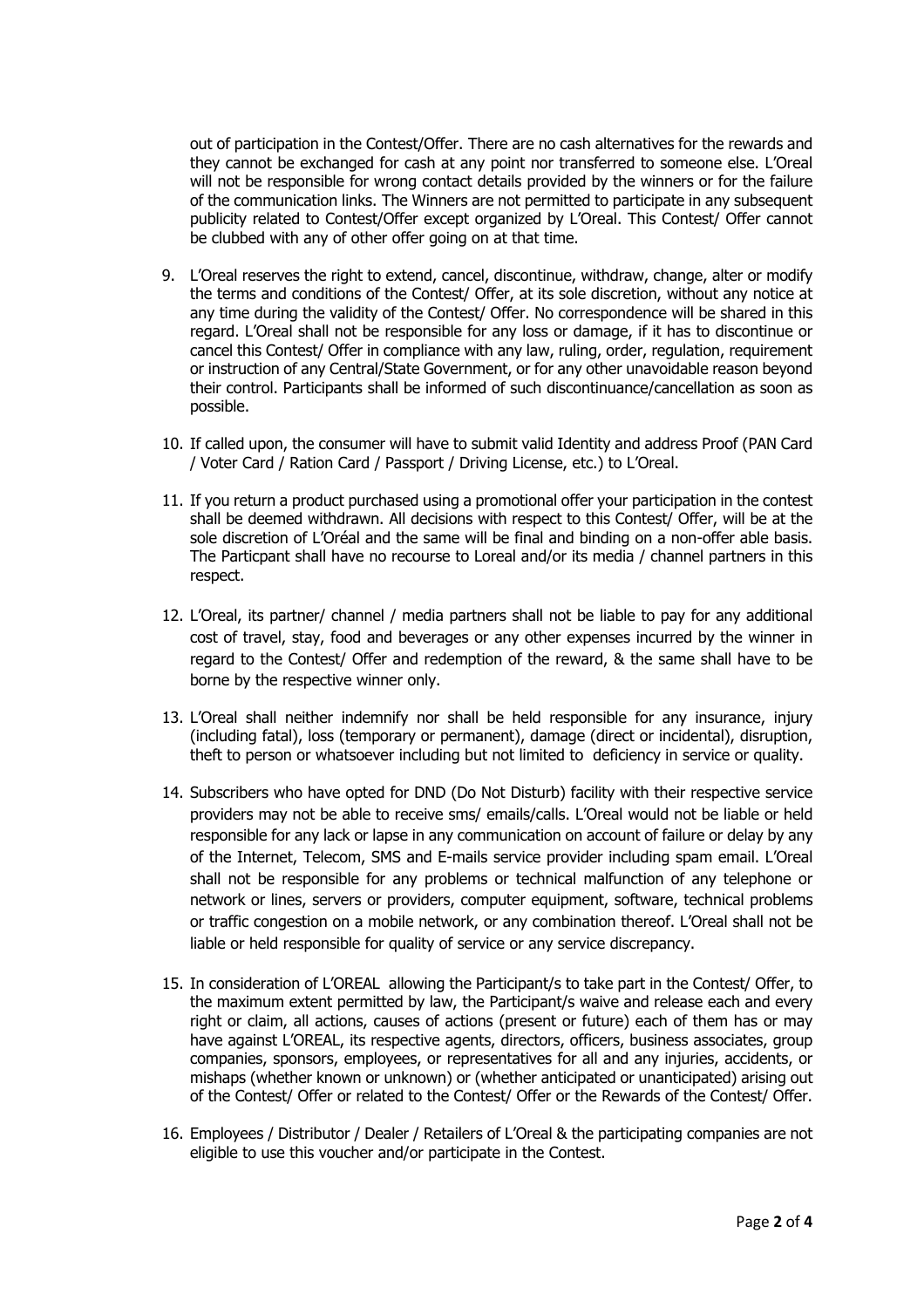out of participation in the Contest/Offer. There are no cash alternatives for the rewards and they cannot be exchanged for cash at any point nor transferred to someone else. L'Oreal will not be responsible for wrong contact details provided by the winners or for the failure of the communication links. The Winners are not permitted to participate in any subsequent publicity related to Contest/Offer except organized by L'Oreal. This Contest/ Offer cannot be clubbed with any of other offer going on at that time.

9. L'Oreal reserves the right to extend, cancel, discontinue, withdraw, change, alter or modify the terms and conditions of the Contest/ Offer, at its sole discretion, without any notice at any time during the validity of the Contest/ Offer. No correspondence will be shared in this regard. L'Oreal shall not be responsible for any loss or damage, if it has to discontinue or cancel this Contest/ Offer in compliance with any law, ruling, order, regulation, requirement or instruction of any Central/State Government, or for any other unavoidable reason beyond their control. Participants shall be informed of such discontinuance/cancellation as soon as possible.

10. If called upon, the consumer will have to submit valid Identity and address Proof (PAN Card / Voter Card / Ration Card / Passport / Driving License, etc.) to L'Oreal.

11. If you return a product purchased using a promotional offer your participation in the contest shall be deemed withdrawn. All decisions with respect to this Contest/ Offer, will be at the sole discretion of L'Oréal and the same will be final and binding on a non-offer able basis. The Particpant shall have no recourse to Loreal and/or its media / channel partners in this respect.

12. L'Oreal, its partner/ channel / media partners shall not be liable to pay for any additional cost of travel, stay, food and beverages or any other expenses incurred by the winner in regard to the Contest/ Offer and redemption of the reward, & the same shall have to be borne by the respective winner only.

13. L'Oreal shall neither indemnify nor shall be held responsible for any insurance, injury (including fatal), loss (temporary or permanent), damage (direct or incidental), disruption, theft to person or whatsoever including but not limited to deficiency in service or quality.

14. Subscribers who have opted for DND (Do Not Disturb) facility with their respective service providers may not be able to receive sms/ emails/calls. L'Oreal would not be liable or held responsible for any lack or lapse in any communication on account of failure or delay by any of the Internet, Telecom, SMS and E-mails service provider including spam email. L'Oreal shall not be responsible for any problems or technical malfunction of any telephone or network or lines, servers or providers, computer equipment, software, technical problems or traffic congestion on a mobile network, or any combination thereof. L'Oreal shall not be liable or held responsible for quality of service or any service discrepancy.

15. In consideration of L'OREAL allowing the Participant/s to take part in the Contest/ Offer, to the maximum extent permitted by law, the Participant/s waive and release each and every right or claim, all actions, causes of actions (present or future) each of them has or may have against L'OREAL, its respective agents, directors, officers, business associates, group companies, sponsors, employees, or representatives for all and any injuries, accidents, or mishaps (whether known or unknown) or (whether anticipated or unanticipated) arising out of the Contest/ Offer or related to the Contest/ Offer or the Rewards of the Contest/ Offer.

16. Employees / Distributor / Dealer / Retailers of L'Oreal & the participating companies are not eligible to use this voucher and/or participate in the Contest.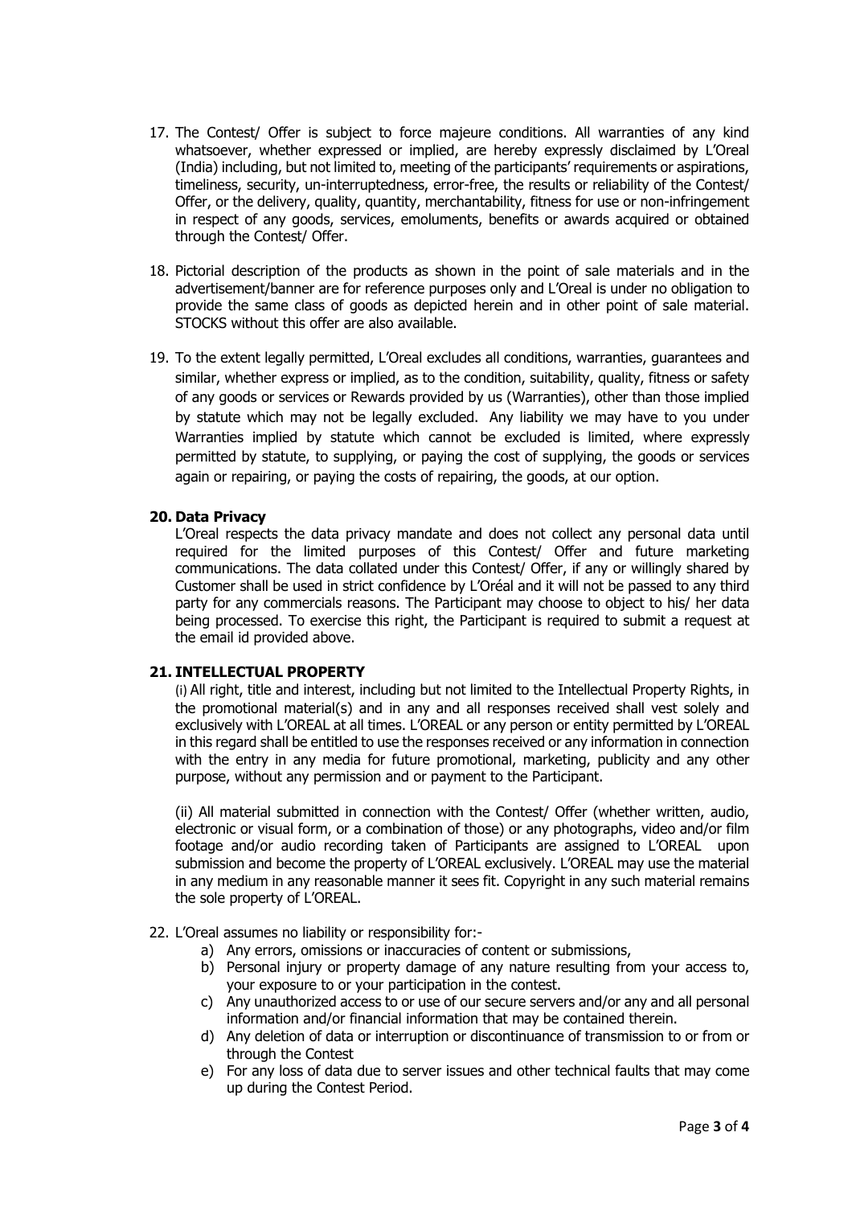17. The Contest/ Offer is subject to force majeure conditions. All warranties of any kind whatsoever, whether expressed or implied, are hereby expressly disclaimed by L'Oreal (India) including, but not limited to, meeting of the participants' requirements or aspirations, timeliness, security, un-interruptedness, error-free, the results or reliability of the Contest/ Offer, or the delivery, quality, quantity, merchantability, fitness for use or non-infringement in respect of any goods, services, emoluments, benefits or awards acquired or obtained through the Contest/ Offer.

18. Pictorial description of the products as shown in the point of sale materials and in the advertisement/banner are for reference purposes only and L'Oreal is under no obligation to provide the same class of goods as depicted herein and in other point of sale material. STOCKS without this offer are also available.

19. To the extent legally permitted, L'Oreal excludes all conditions, warranties, guarantees and similar, whether express or implied, as to the condition, suitability, quality, fitness or safety of any goods or services or Rewards provided by us (Warranties), other than those implied by statute which may not be legally excluded. Any liability we may have to you under Warranties implied by statute which cannot be excluded is limited, where expressly permitted by statute, to supplying, or paying the cost of supplying, the goods or services again or repairing, or paying the costs of repairing, the goods, at our option.

**20. Data Privacy**

L'Oreal respects the data privacy mandate and does not collect any personal data until required for the limited purposes of this Contest/ Offer and future marketing communications. The data collated under this Contest/ Offer, if any or willingly shared by Customer shall be used in strict confidence by L'Oréal and it will not be passed to any third party for any commercials reasons. The Participant may choose to object to his/ her data being processed. To exercise this right, the Participant is required to submit a request at the email id provided above.

**21. INTELLECTUAL PROPERTY**

(i) All right, title and interest, including but not limited to the Intellectual Property Rights, in the promotional material(s) and in any and all responses received shall vest solely and exclusively with L'OREAL at all times. L'OREAL or any person or entity permitted by L'OREAL in this regard shall be entitled to use the responses received or any information in connection with the entry in any media for future promotional, marketing, publicity and any other purpose, without any permission and or payment to the Participant.

(ii) All material submitted in connection with the Contest/ Offer (whether written, audio, electronic or visual form, or a combination of those) or any photographs, video and/or film footage and/or audio recording taken of Participants are assigned to L'OREAL upon submission and become the property of L'OREAL exclusively. L'OREAL may use the material in any medium in any reasonable manner it sees fit. Copyright in any such material remains the sole property of L'OREAL.

22. L'Oreal assumes no liability or responsibility for:-
    a) Any errors, omissions or inaccuracies of content or submissions,
    b) Personal injury or property damage of any nature resulting from your access to, your exposure to or your participation in the contest.
    c) Any unauthorized access to or use of our secure servers and/or any and all personal information and/or financial information that may be contained therein.
    d) Any deletion of data or interruption or discontinuance of transmission to or from or through the Contest
    e) For any loss of data due to server issues and other technical faults that may come up during the Contest Period.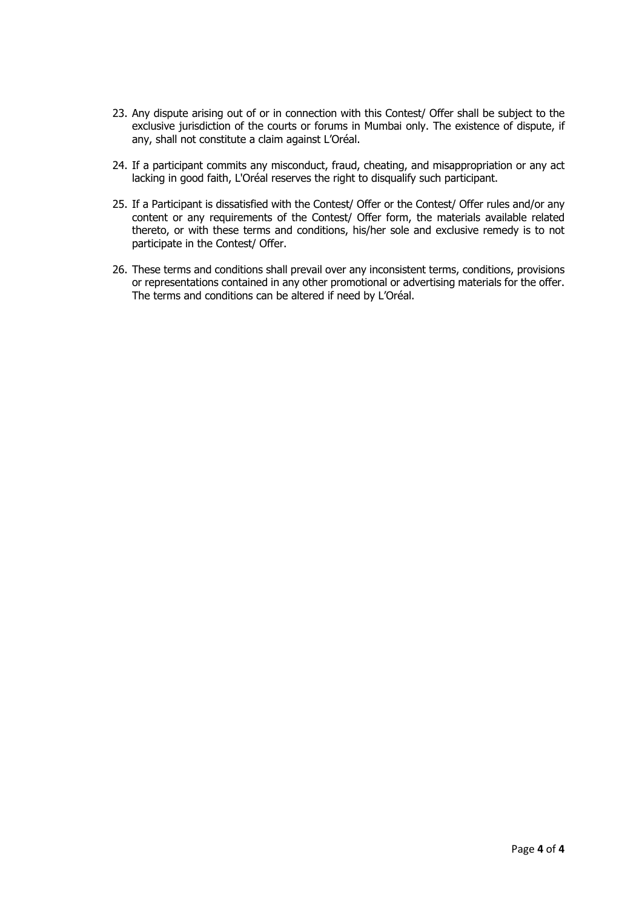23. Any dispute arising out of or in connection with this Contest/ Offer shall be subject to the exclusive jurisdiction of the courts or forums in Mumbai only. The existence of dispute, if any, shall not constitute a claim against L'Oréal.

24. If a participant commits any misconduct, fraud, cheating, and misappropriation or any act lacking in good faith, L'Oréal reserves the right to disqualify such participant.

25. If a Participant is dissatisfied with the Contest/ Offer or the Contest/ Offer rules and/or any content or any requirements of the Contest/ Offer form, the materials available related thereto, or with these terms and conditions, his/her sole and exclusive remedy is to not participate in the Contest/ Offer.

26. These terms and conditions shall prevail over any inconsistent terms, conditions, provisions or representations contained in any other promotional or advertising materials for the offer. The terms and conditions can be altered if need by L'Oréal.